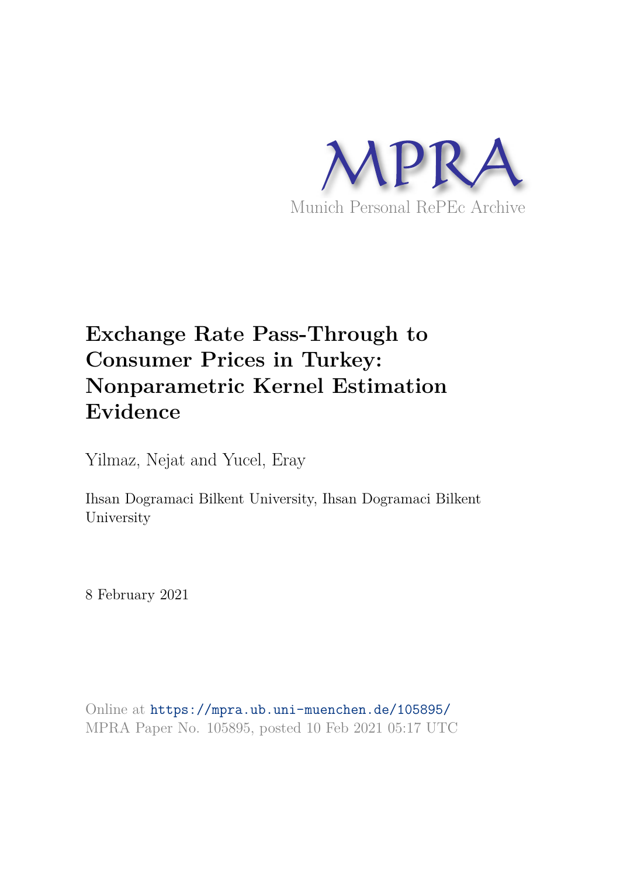MPRA

Munich Personal RePEc Archive

# Exchange Rate Pass-Through to Consumer Prices in Turkey: Nonparametric Kernel Estimation Evidence

Yilmaz, Nejat and Yucel, Eray

Ihsan Dogramaci Bilkent University, Ihsan Dogramaci Bilkent University

8 February 2021

Online at https://mpra.ub.uni-muenchen.de/105895/
MPRA Paper No. 105895, posted 10 Feb 2021 05:17 UTC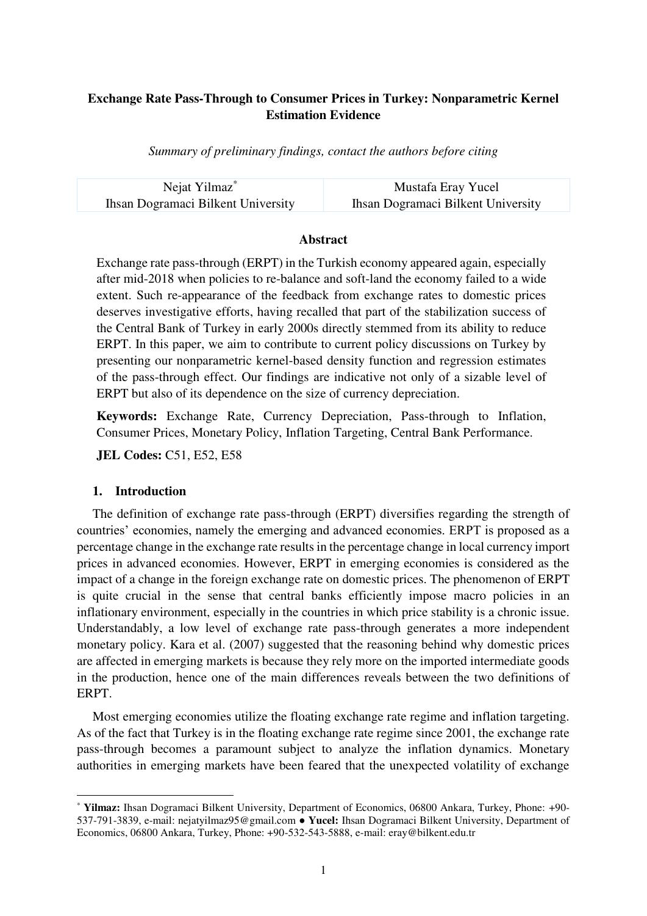**Exchange Rate Pass-Through to Consumer Prices in Turkey: Nonparametric Kernel Estimation Evidence**

*Summary of preliminary findings, contact the authors before citing*

| Nejat Yilmaz* | Mustafa Eray Yucel |
|---|---|
| Ihsan Dogramaci Bilkent University | Ihsan Dogramaci Bilkent University |

**Abstract**

Exchange rate pass-through (ERPT) in the Turkish economy appeared again, especially after mid-2018 when policies to re-balance and soft-land the economy failed to a wide extent. Such re-appearance of the feedback from exchange rates to domestic prices deserves investigative efforts, having recalled that part of the stabilization success of the Central Bank of Turkey in early 2000s directly stemmed from its ability to reduce ERPT. In this paper, we aim to contribute to current policy discussions on Turkey by presenting our nonparametric kernel-based density function and regression estimates of the pass-through effect. Our findings are indicative not only of a sizable level of ERPT but also of its dependence on the size of currency depreciation.

**Keywords:** Exchange Rate, Currency Depreciation, Pass-through to Inflation, Consumer Prices, Monetary Policy, Inflation Targeting, Central Bank Performance.

**JEL Codes:** C51, E52, E58

## 1. Introduction

The definition of exchange rate pass-through (ERPT) diversifies regarding the strength of countries' economies, namely the emerging and advanced economies. ERPT is proposed as a percentage change in the exchange rate results in the percentage change in local currency import prices in advanced economies. However, ERPT in emerging economies is considered as the impact of a change in the foreign exchange rate on domestic prices. The phenomenon of ERPT is quite crucial in the sense that central banks efficiently impose macro policies in an inflationary environment, especially in the countries in which price stability is a chronic issue. Understandably, a low level of exchange rate pass-through generates a more independent monetary policy. Kara et al. (2007) suggested that the reasoning behind why domestic prices are affected in emerging markets is because they rely more on the imported intermediate goods in the production, hence one of the main differences reveals between the two definitions of ERPT.

Most emerging economies utilize the floating exchange rate regime and inflation targeting. As of the fact that Turkey is in the floating exchange rate regime since 2001, the exchange rate pass-through becomes a paramount subject to analyze the inflation dynamics. Monetary authorities in emerging markets have been feared that the unexpected volatility of exchange

---

* **Yilmaz:** Ihsan Dogramaci Bilkent University, Department of Economics, 06800 Ankara, Turkey, Phone: +90-537-791-3839, e-mail: nejatyilmaz95@gmail.com ● **Yucel:** Ihsan Dogramaci Bilkent University, Department of Economics, 06800 Ankara, Turkey, Phone: +90-532-543-5888, e-mail: eray@bilkent.edu.tr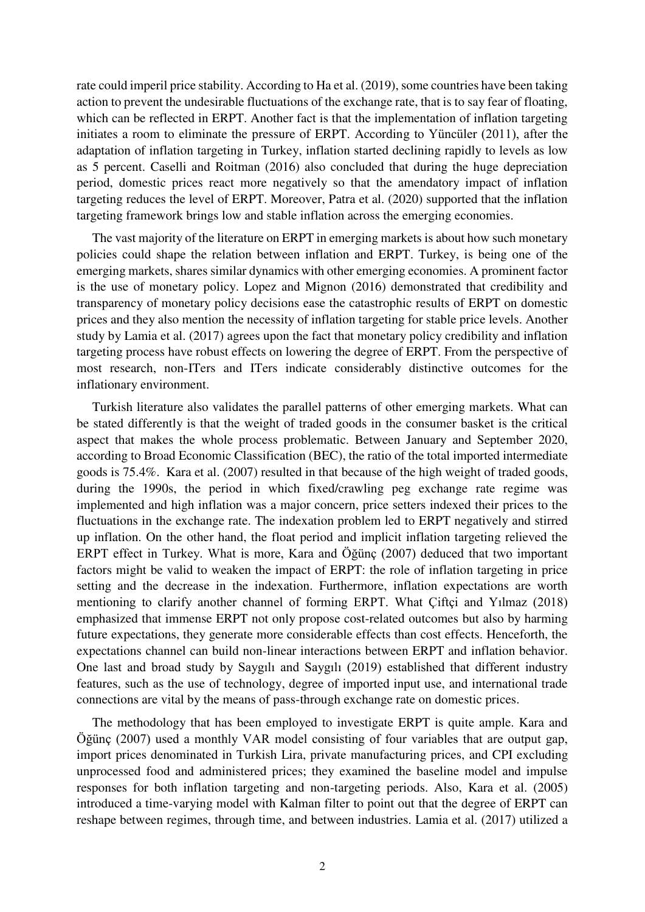rate could imperil price stability. According to Ha et al. (2019), some countries have been taking action to prevent the undesirable fluctuations of the exchange rate, that is to say fear of floating, which can be reflected in ERPT. Another fact is that the implementation of inflation targeting initiates a room to eliminate the pressure of ERPT. According to Yüncüler (2011), after the adaptation of inflation targeting in Turkey, inflation started declining rapidly to levels as low as 5 percent. Caselli and Roitman (2016) also concluded that during the huge depreciation period, domestic prices react more negatively so that the amendatory impact of inflation targeting reduces the level of ERPT. Moreover, Patra et al. (2020) supported that the inflation targeting framework brings low and stable inflation across the emerging economies.

The vast majority of the literature on ERPT in emerging markets is about how such monetary policies could shape the relation between inflation and ERPT. Turkey, is being one of the emerging markets, shares similar dynamics with other emerging economies. A prominent factor is the use of monetary policy. Lopez and Mignon (2016) demonstrated that credibility and transparency of monetary policy decisions ease the catastrophic results of ERPT on domestic prices and they also mention the necessity of inflation targeting for stable price levels. Another study by Lamia et al. (2017) agrees upon the fact that monetary policy credibility and inflation targeting process have robust effects on lowering the degree of ERPT. From the perspective of most research, non-ITers and ITers indicate considerably distinctive outcomes for the inflationary environment.

Turkish literature also validates the parallel patterns of other emerging markets. What can be stated differently is that the weight of traded goods in the consumer basket is the critical aspect that makes the whole process problematic. Between January and September 2020, according to Broad Economic Classification (BEC), the ratio of the total imported intermediate goods is 75.4%. Kara et al. (2007) resulted in that because of the high weight of traded goods, during the 1990s, the period in which fixed/crawling peg exchange rate regime was implemented and high inflation was a major concern, price setters indexed their prices to the fluctuations in the exchange rate. The indexation problem led to ERPT negatively and stirred up inflation. On the other hand, the float period and implicit inflation targeting relieved the ERPT effect in Turkey. What is more, Kara and Öğünç (2007) deduced that two important factors might be valid to weaken the impact of ERPT: the role of inflation targeting in price setting and the decrease in the indexation. Furthermore, inflation expectations are worth mentioning to clarify another channel of forming ERPT. What Çiftçi and Yılmaz (2018) emphasized that immense ERPT not only propose cost-related outcomes but also by harming future expectations, they generate more considerable effects than cost effects. Henceforth, the expectations channel can build non-linear interactions between ERPT and inflation behavior. One last and broad study by Saygılı and Saygılı (2019) established that different industry features, such as the use of technology, degree of imported input use, and international trade connections are vital by the means of pass-through exchange rate on domestic prices.

The methodology that has been employed to investigate ERPT is quite ample. Kara and Öğünç (2007) used a monthly VAR model consisting of four variables that are output gap, import prices denominated in Turkish Lira, private manufacturing prices, and CPI excluding unprocessed food and administered prices; they examined the baseline model and impulse responses for both inflation targeting and non-targeting periods. Also, Kara et al. (2005) introduced a time-varying model with Kalman filter to point out that the degree of ERPT can reshape between regimes, through time, and between industries. Lamia et al. (2017) utilized a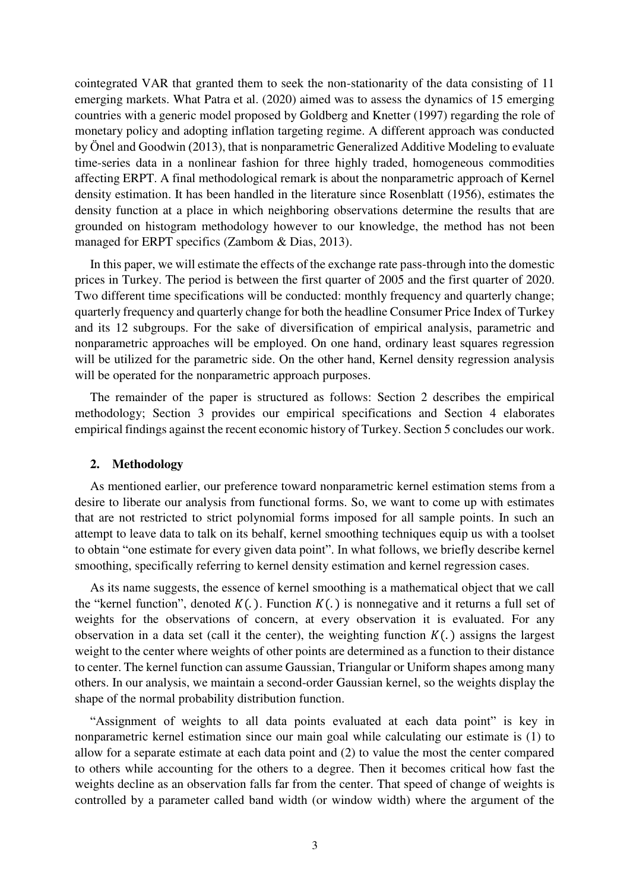cointegrated VAR that granted them to seek the non-stationarity of the data consisting of 11 emerging markets. What Patra et al. (2020) aimed was to assess the dynamics of 15 emerging countries with a generic model proposed by Goldberg and Knetter (1997) regarding the role of monetary policy and adopting inflation targeting regime. A different approach was conducted by Önel and Goodwin (2013), that is nonparametric Generalized Additive Modeling to evaluate time-series data in a nonlinear fashion for three highly traded, homogeneous commodities affecting ERPT. A final methodological remark is about the nonparametric approach of Kernel density estimation. It has been handled in the literature since Rosenblatt (1956), estimates the density function at a place in which neighboring observations determine the results that are grounded on histogram methodology however to our knowledge, the method has not been managed for ERPT specifics (Zambom & Dias, 2013).

In this paper, we will estimate the effects of the exchange rate pass-through into the domestic prices in Turkey. The period is between the first quarter of 2005 and the first quarter of 2020. Two different time specifications will be conducted: monthly frequency and quarterly change; quarterly frequency and quarterly change for both the headline Consumer Price Index of Turkey and its 12 subgroups. For the sake of diversification of empirical analysis, parametric and nonparametric approaches will be employed. On one hand, ordinary least squares regression will be utilized for the parametric side. On the other hand, Kernel density regression analysis will be operated for the nonparametric approach purposes.

The remainder of the paper is structured as follows: Section 2 describes the empirical methodology; Section 3 provides our empirical specifications and Section 4 elaborates empirical findings against the recent economic history of Turkey. Section 5 concludes our work.

## 2. Methodology

As mentioned earlier, our preference toward nonparametric kernel estimation stems from a desire to liberate our analysis from functional forms. So, we want to come up with estimates that are not restricted to strict polynomial forms imposed for all sample points. In such an attempt to leave data to talk on its behalf, kernel smoothing techniques equip us with a toolset to obtain "one estimate for every given data point". In what follows, we briefly describe kernel smoothing, specifically referring to kernel density estimation and kernel regression cases.

As its name suggests, the essence of kernel smoothing is a mathematical object that we call the "kernel function", denoted $K(.)$. Function $K(.)$ is nonnegative and it returns a full set of weights for the observations of concern, at every observation it is evaluated. For any observation in a data set (call it the center), the weighting function $K(.)$ assigns the largest weight to the center where weights of other points are determined as a function to their distance to center. The kernel function can assume Gaussian, Triangular or Uniform shapes among many others. In our analysis, we maintain a second-order Gaussian kernel, so the weights display the shape of the normal probability distribution function.

"Assignment of weights to all data points evaluated at each data point" is key in nonparametric kernel estimation since our main goal while calculating our estimate is (1) to allow for a separate estimate at each data point and (2) to value the most the center compared to others while accounting for the others to a degree. Then it becomes critical how fast the weights decline as an observation falls far from the center. That speed of change of weights is controlled by a parameter called band width (or window width) where the argument of the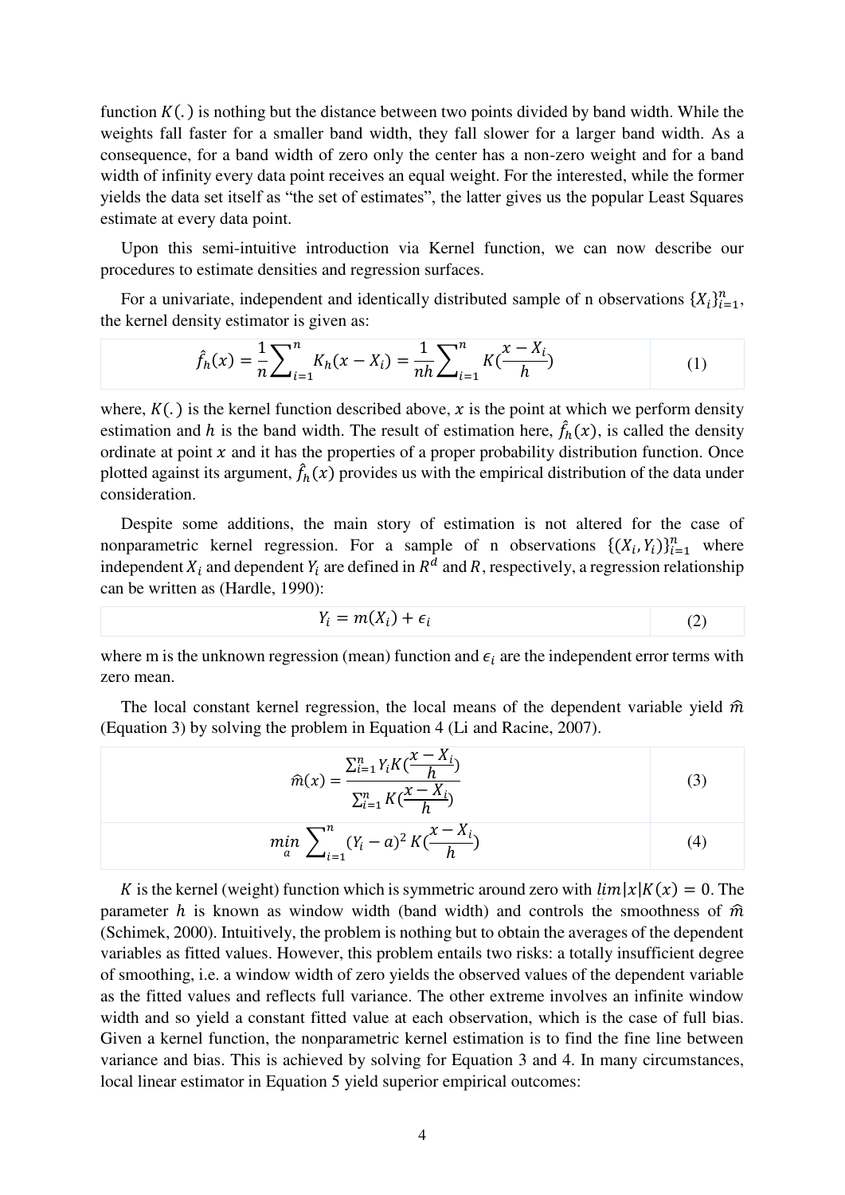function $K(.)$ is nothing but the distance between two points divided by band width. While the weights fall faster for a smaller band width, they fall slower for a larger band width. As a consequence, for a band width of zero only the center has a non-zero weight and for a band width of infinity every data point receives an equal weight. For the interested, while the former yields the data set itself as "the set of estimates", the latter gives us the popular Least Squares estimate at every data point.

Upon this semi-intuitive introduction via Kernel function, we can now describe our procedures to estimate densities and regression surfaces.

For a univariate, independent and identically distributed sample of n observations $\{X_i\}_{i=1}^{n}$, the kernel density estimator is given as:

$$\hat{f}_h(x) = \frac{1}{n}\sum_{i=1}^{n} K_h(x - X_i) = \frac{1}{nh}\sum_{i=1}^{n} K(\frac{x - X_i}{h}) \tag{1}$$

where, $K(.)$ is the kernel function described above, $x$ is the point at which we perform density estimation and $h$ is the band width. The result of estimation here, $\hat{f}_h(x)$, is called the density ordinate at point $x$ and it has the properties of a proper probability distribution function. Once plotted against its argument, $\hat{f}_h(x)$ provides us with the empirical distribution of the data under consideration.

Despite some additions, the main story of estimation is not altered for the case of nonparametric kernel regression. For a sample of n observations $\{(X_i, Y_i)\}_{i=1}^{n}$ where independent $X_i$ and dependent $Y_i$ are defined in $R^d$ and $R$, respectively, a regression relationship can be written as (Hardle, 1990):

$$Y_i = m(X_i) + \epsilon_i \tag{2}$$

where m is the unknown regression (mean) function and $\epsilon_i$ are the independent error terms with zero mean.

The local constant kernel regression, the local means of the dependent variable yield $\widehat{m}$ (Equation 3) by solving the problem in Equation 4 (Li and Racine, 2007).

$$\widehat{m}(x) = \frac{\sum_{i=1}^{n} Y_i K(\frac{x - X_i}{h})}{\sum_{i=1}^{n} K(\frac{x - X_i}{h})} \tag{3}$$

$$\min_{a} \sum_{i=1}^{n} (Y_i - a)^2 K(\frac{x - X_i}{h}) \tag{4}$$

$K$ is the kernel (weight) function which is symmetric around zero with $\lim |x| K(x) = 0$. The parameter $h$ is known as window width (band width) and controls the smoothness of $\widehat{m}$ (Schimek, 2000). Intuitively, the problem is nothing but to obtain the averages of the dependent variables as fitted values. However, this problem entails two risks: a totally insufficient degree of smoothing, i.e. a window width of zero yields the observed values of the dependent variable as the fitted values and reflects full variance. The other extreme involves an infinite window width and so yield a constant fitted value at each observation, which is the case of full bias. Given a kernel function, the nonparametric kernel estimation is to find the fine line between variance and bias. This is achieved by solving for Equation 3 and 4. In many circumstances, local linear estimator in Equation 5 yield superior empirical outcomes: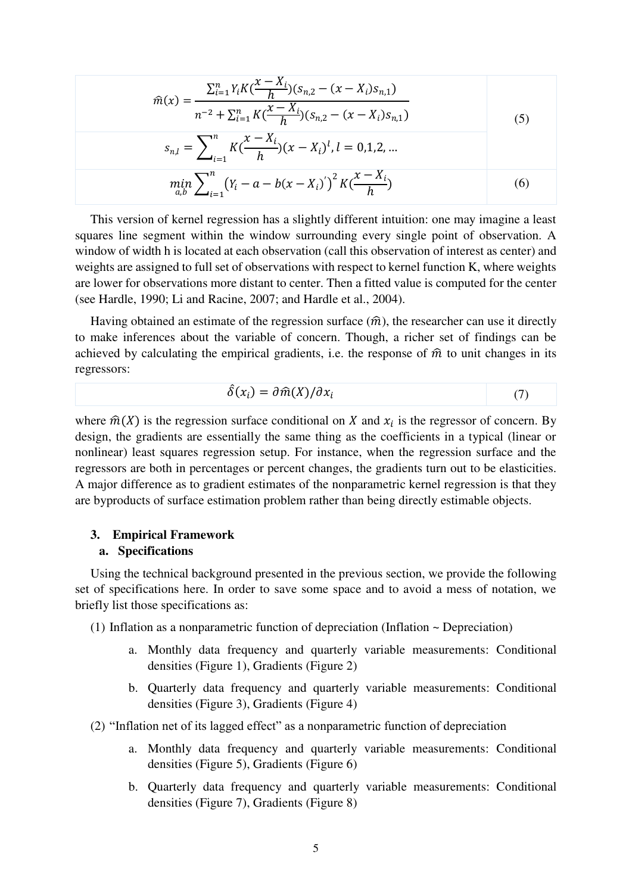$$\hat{m}(x) = \frac{\sum_{i=1}^{n} Y_i K(\frac{x - X_i}{h})(s_{n,2} - (x - X_i)s_{n,1})}{n^{-2} + \sum_{i=1}^{n} K(\frac{x - X_i}{h})(s_{n,2} - (x - X_i)s_{n,1})} \tag{5}$$

$$s_{n,l} = \sum_{i=1}^{n} K(\frac{x - X_i}{h})(x - X_i)^l, l = 0,1,2, \ldots$$

$$\min_{a,b} \sum_{i=1}^{n} \left(Y_i - a - b(x - X_i)'\right)^2 K(\frac{x - X_i}{h}) \tag{6}$$

This version of kernel regression has a slightly different intuition: one may imagine a least squares line segment within the window surrounding every single point of observation. A window of width h is located at each observation (call this observation of interest as center) and weights are assigned to full set of observations with respect to kernel function K, where weights are lower for observations more distant to center. Then a fitted value is computed for the center (see Hardle, 1990; Li and Racine, 2007; and Hardle et al., 2004).

Having obtained an estimate of the regression surface ($\hat{m}$), the researcher can use it directly to make inferences about the variable of concern. Though, a richer set of findings can be achieved by calculating the empirical gradients, i.e. the response of $\hat{m}$ to unit changes in its regressors:

$$\hat{\delta}(x_i) = \partial \hat{m}(X) / \partial x_i \tag{7}$$

where $\hat{m}(X)$ is the regression surface conditional on $X$ and $x_i$ is the regressor of concern. By design, the gradients are essentially the same thing as the coefficients in a typical (linear or nonlinear) least squares regression setup. For instance, when the regression surface and the regressors are both in percentages or percent changes, the gradients turn out to be elasticities. A major difference as to gradient estimates of the nonparametric kernel regression is that they are byproducts of surface estimation problem rather than being directly estimable objects.

## 3. Empirical Framework

### a. Specifications

Using the technical background presented in the previous section, we provide the following set of specifications here. In order to save some space and to avoid a mess of notation, we briefly list those specifications as:

(1) Inflation as a nonparametric function of depreciation (Inflation ~ Depreciation)

   a. Monthly data frequency and quarterly variable measurements: Conditional densities (Figure 1), Gradients (Figure 2)

   b. Quarterly data frequency and quarterly variable measurements: Conditional densities (Figure 3), Gradients (Figure 4)

(2) "Inflation net of its lagged effect" as a nonparametric function of depreciation

   a. Monthly data frequency and quarterly variable measurements: Conditional densities (Figure 5), Gradients (Figure 6)

   b. Quarterly data frequency and quarterly variable measurements: Conditional densities (Figure 7), Gradients (Figure 8)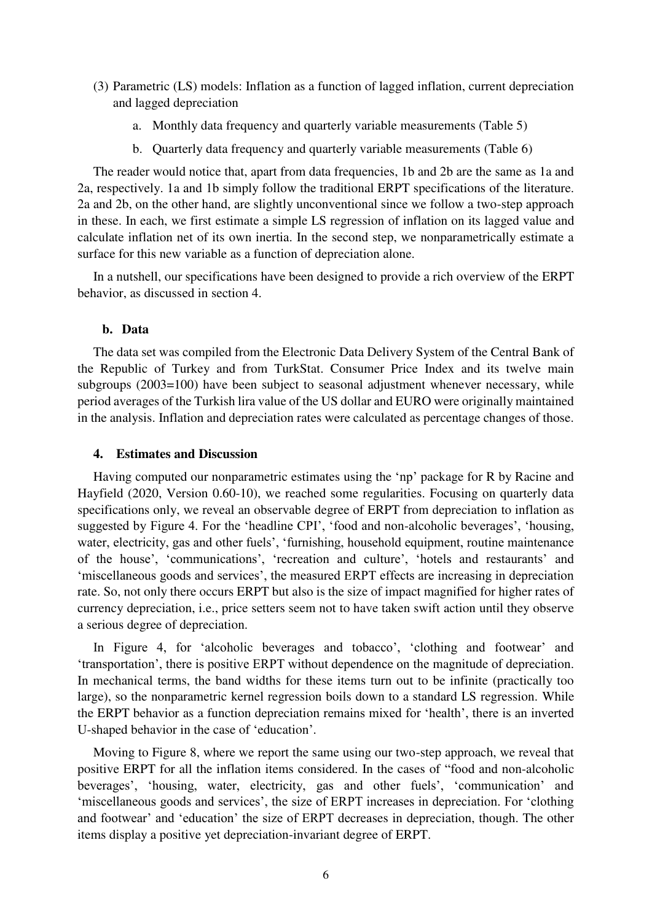(3) Parametric (LS) models: Inflation as a function of lagged inflation, current depreciation and lagged depreciation

   a. Monthly data frequency and quarterly variable measurements (Table 5)

   b. Quarterly data frequency and quarterly variable measurements (Table 6)

The reader would notice that, apart from data frequencies, 1b and 2b are the same as 1a and 2a, respectively. 1a and 1b simply follow the traditional ERPT specifications of the literature. 2a and 2b, on the other hand, are slightly unconventional since we follow a two-step approach in these. In each, we first estimate a simple LS regression of inflation on its lagged value and calculate inflation net of its own inertia. In the second step, we nonparametrically estimate a surface for this new variable as a function of depreciation alone.

In a nutshell, our specifications have been designed to provide a rich overview of the ERPT behavior, as discussed in section 4.

### b. Data

The data set was compiled from the Electronic Data Delivery System of the Central Bank of the Republic of Turkey and from TurkStat. Consumer Price Index and its twelve main subgroups (2003=100) have been subject to seasonal adjustment whenever necessary, while period averages of the Turkish lira value of the US dollar and EURO were originally maintained in the analysis. Inflation and depreciation rates were calculated as percentage changes of those.

## 4. Estimates and Discussion

Having computed our nonparametric estimates using the 'np' package for R by Racine and Hayfield (2020, Version 0.60-10), we reached some regularities. Focusing on quarterly data specifications only, we reveal an observable degree of ERPT from depreciation to inflation as suggested by Figure 4. For the 'headline CPI', 'food and non-alcoholic beverages', 'housing, water, electricity, gas and other fuels', 'furnishing, household equipment, routine maintenance of the house', 'communications', 'recreation and culture', 'hotels and restaurants' and 'miscellaneous goods and services', the measured ERPT effects are increasing in depreciation rate. So, not only there occurs ERPT but also is the size of impact magnified for higher rates of currency depreciation, i.e., price setters seem not to have taken swift action until they observe a serious degree of depreciation.

In Figure 4, for 'alcoholic beverages and tobacco', 'clothing and footwear' and 'transportation', there is positive ERPT without dependence on the magnitude of depreciation. In mechanical terms, the band widths for these items turn out to be infinite (practically too large), so the nonparametric kernel regression boils down to a standard LS regression. While the ERPT behavior as a function depreciation remains mixed for 'health', there is an inverted U-shaped behavior in the case of 'education'.

Moving to Figure 8, where we report the same using our two-step approach, we reveal that positive ERPT for all the inflation items considered. In the cases of "food and non-alcoholic beverages', 'housing, water, electricity, gas and other fuels', 'communication' and 'miscellaneous goods and services', the size of ERPT increases in depreciation. For 'clothing and footwear' and 'education' the size of ERPT decreases in depreciation, though. The other items display a positive yet depreciation-invariant degree of ERPT.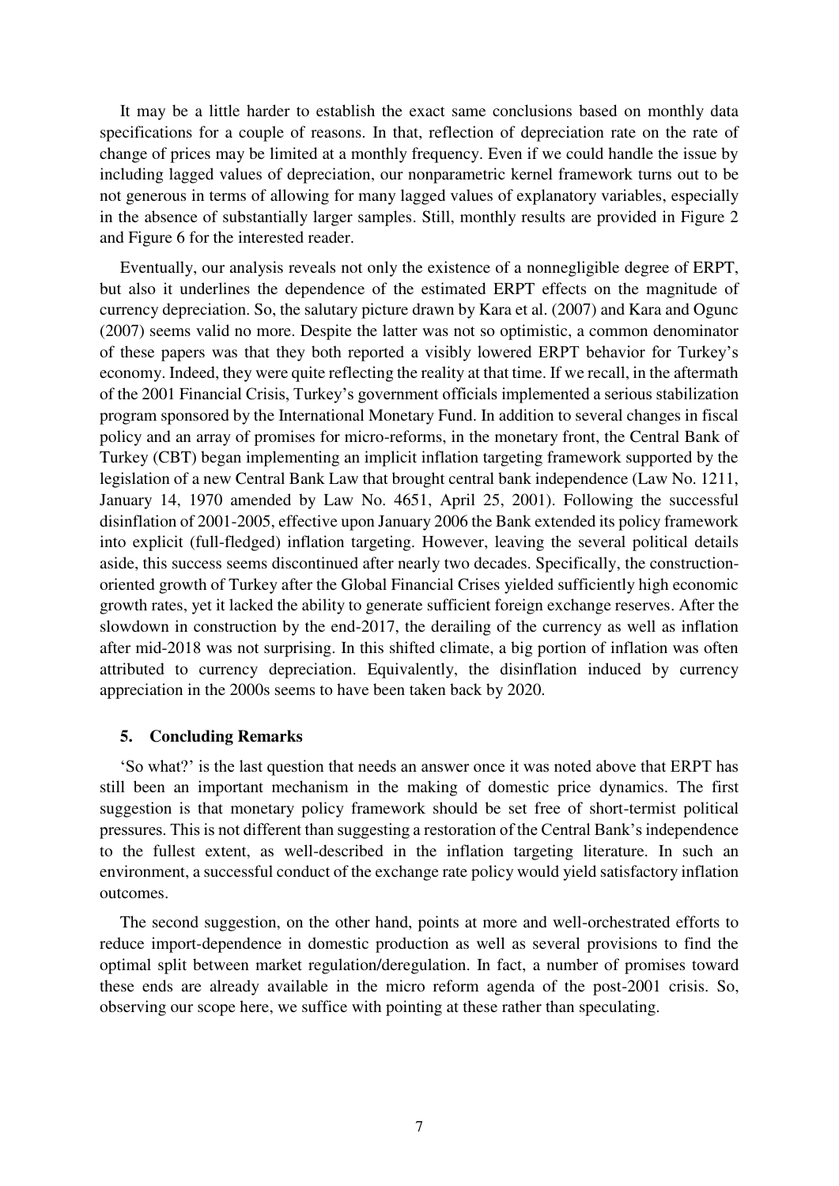It may be a little harder to establish the exact same conclusions based on monthly data specifications for a couple of reasons. In that, reflection of depreciation rate on the rate of change of prices may be limited at a monthly frequency. Even if we could handle the issue by including lagged values of depreciation, our nonparametric kernel framework turns out to be not generous in terms of allowing for many lagged values of explanatory variables, especially in the absence of substantially larger samples. Still, monthly results are provided in Figure 2 and Figure 6 for the interested reader.

Eventually, our analysis reveals not only the existence of a nonnegligible degree of ERPT, but also it underlines the dependence of the estimated ERPT effects on the magnitude of currency depreciation. So, the salutary picture drawn by Kara et al. (2007) and Kara and Ogunc (2007) seems valid no more. Despite the latter was not so optimistic, a common denominator of these papers was that they both reported a visibly lowered ERPT behavior for Turkey's economy. Indeed, they were quite reflecting the reality at that time. If we recall, in the aftermath of the 2001 Financial Crisis, Turkey's government officials implemented a serious stabilization program sponsored by the International Monetary Fund. In addition to several changes in fiscal policy and an array of promises for micro-reforms, in the monetary front, the Central Bank of Turkey (CBT) began implementing an implicit inflation targeting framework supported by the legislation of a new Central Bank Law that brought central bank independence (Law No. 1211, January 14, 1970 amended by Law No. 4651, April 25, 2001). Following the successful disinflation of 2001-2005, effective upon January 2006 the Bank extended its policy framework into explicit (full-fledged) inflation targeting. However, leaving the several political details aside, this success seems discontinued after nearly two decades. Specifically, the construction-oriented growth of Turkey after the Global Financial Crises yielded sufficiently high economic growth rates, yet it lacked the ability to generate sufficient foreign exchange reserves. After the slowdown in construction by the end-2017, the derailing of the currency as well as inflation after mid-2018 was not surprising. In this shifted climate, a big portion of inflation was often attributed to currency depreciation. Equivalently, the disinflation induced by currency appreciation in the 2000s seems to have been taken back by 2020.

## 5. Concluding Remarks

'So what?' is the last question that needs an answer once it was noted above that ERPT has still been an important mechanism in the making of domestic price dynamics. The first suggestion is that monetary policy framework should be set free of short-termist political pressures. This is not different than suggesting a restoration of the Central Bank's independence to the fullest extent, as well-described in the inflation targeting literature. In such an environment, a successful conduct of the exchange rate policy would yield satisfactory inflation outcomes.

The second suggestion, on the other hand, points at more and well-orchestrated efforts to reduce import-dependence in domestic production as well as several provisions to find the optimal split between market regulation/deregulation. In fact, a number of promises toward these ends are already available in the micro reform agenda of the post-2001 crisis. So, observing our scope here, we suffice with pointing at these rather than speculating.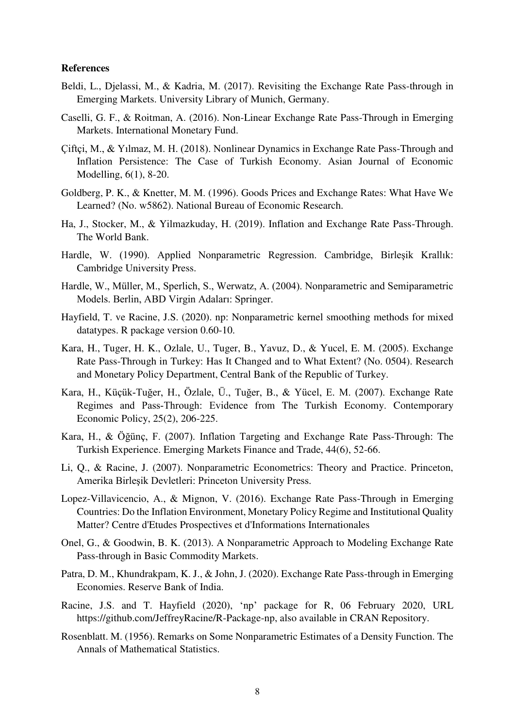**References**

Beldi, L., Djelassi, M., & Kadria, M. (2017). Revisiting the Exchange Rate Pass-through in Emerging Markets. University Library of Munich, Germany.

Caselli, G. F., & Roitman, A. (2016). Non-Linear Exchange Rate Pass-Through in Emerging Markets. International Monetary Fund.

Çiftçi, M., & Yılmaz, M. H. (2018). Nonlinear Dynamics in Exchange Rate Pass-Through and Inflation Persistence: The Case of Turkish Economy. Asian Journal of Economic Modelling, 6(1), 8-20.

Goldberg, P. K., & Knetter, M. M. (1996). Goods Prices and Exchange Rates: What Have We Learned? (No. w5862). National Bureau of Economic Research.

Ha, J., Stocker, M., & Yilmazkuday, H. (2019). Inflation and Exchange Rate Pass-Through. The World Bank.

Hardle, W. (1990). Applied Nonparametric Regression. Cambridge, Birleşik Krallık: Cambridge University Press.

Hardle, W., Müller, M., Sperlich, S., Werwatz, A. (2004). Nonparametric and Semiparametric Models. Berlin, ABD Virgin Adaları: Springer.

Hayfield, T. ve Racine, J.S. (2020). np: Nonparametric kernel smoothing methods for mixed datatypes. R package version 0.60-10.

Kara, H., Tuger, H. K., Ozlale, U., Tuger, B., Yavuz, D., & Yucel, E. M. (2005). Exchange Rate Pass-Through in Turkey: Has It Changed and to What Extent? (No. 0504). Research and Monetary Policy Department, Central Bank of the Republic of Turkey.

Kara, H., Küçük-Tuğer, H., Özlale, Ü., Tuğer, B., & Yücel, E. M. (2007). Exchange Rate Regimes and Pass-Through: Evidence from The Turkish Economy. Contemporary Economic Policy, 25(2), 206-225.

Kara, H., & Öğünç, F. (2007). Inflation Targeting and Exchange Rate Pass-Through: The Turkish Experience. Emerging Markets Finance and Trade, 44(6), 52-66.

Li, Q., & Racine, J. (2007). Nonparametric Econometrics: Theory and Practice. Princeton, Amerika Birleşik Devletleri: Princeton University Press.

Lopez-Villavicencio, A., & Mignon, V. (2016). Exchange Rate Pass-Through in Emerging Countries: Do the Inflation Environment, Monetary Policy Regime and Institutional Quality Matter? Centre d'Etudes Prospectives et d'Informations Internationales

Onel, G., & Goodwin, B. K. (2013). A Nonparametric Approach to Modeling Exchange Rate Pass-through in Basic Commodity Markets.

Patra, D. M., Khundrakpam, K. J., & John, J. (2020). Exchange Rate Pass-through in Emerging Economies. Reserve Bank of India.

Racine, J.S. and T. Hayfield (2020), 'np' package for R, 06 February 2020, URL https://github.com/JeffreyRacine/R-Package-np, also available in CRAN Repository.

Rosenblatt. M. (1956). Remarks on Some Nonparametric Estimates of a Density Function. The Annals of Mathematical Statistics.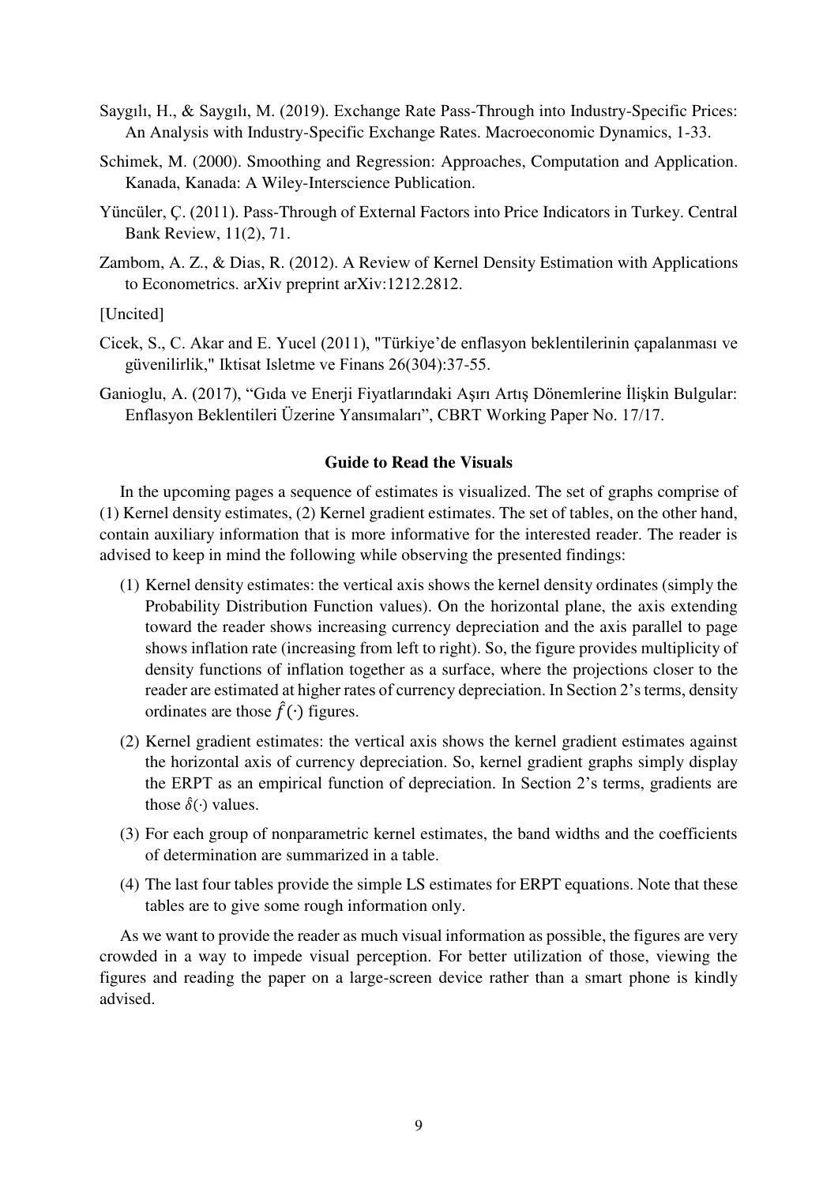Saygılı, H., & Saygılı, M. (2019). Exchange Rate Pass-Through into Industry-Specific Prices: An Analysis with Industry-Specific Exchange Rates. Macroeconomic Dynamics, 1-33.

Schimek, M. (2000). Smoothing and Regression: Approaches, Computation and Application. Kanada, Kanada: A Wiley-Interscience Publication.

Yüncüler, Ç. (2011). Pass-Through of External Factors into Price Indicators in Turkey. Central Bank Review, 11(2), 71.

Zambom, A. Z., & Dias, R. (2012). A Review of Kernel Density Estimation with Applications to Econometrics. arXiv preprint arXiv:1212.2812.

[Uncited]

Cicek, S., C. Akar and E. Yucel (2011), "Türkiye'de enflasyon beklentilerinin çapalanması ve güvenilirlik," Iktisat Isletme ve Finans 26(304):37-55.

Ganioglu, A. (2017), "Gıda ve Enerji Fiyatlarındaki Aşırı Artış Dönemlerine İlişkin Bulgular: Enflasyon Beklentileri Üzerine Yansımaları", CBRT Working Paper No. 17/17.

**Guide to Read the Visuals**

In the upcoming pages a sequence of estimates is visualized. The set of graphs comprise of (1) Kernel density estimates, (2) Kernel gradient estimates. The set of tables, on the other hand, contain auxiliary information that is more informative for the interested reader. The reader is advised to keep in mind the following while observing the presented findings:

(1) Kernel density estimates: the vertical axis shows the kernel density ordinates (simply the Probability Distribution Function values). On the horizontal plane, the axis extending toward the reader shows increasing currency depreciation and the axis parallel to page shows inflation rate (increasing from left to right). So, the figure provides multiplicity of density functions of inflation together as a surface, where the projections closer to the reader are estimated at higher rates of currency depreciation. In Section 2's terms, density ordinates are those $\hat{f}(\cdot)$ figures.

(2) Kernel gradient estimates: the vertical axis shows the kernel gradient estimates against the horizontal axis of currency depreciation. So, kernel gradient graphs simply display the ERPT as an empirical function of depreciation. In Section 2's terms, gradients are those $\hat{\delta}(\cdot)$ values.

(3) For each group of nonparametric kernel estimates, the band widths and the coefficients of determination are summarized in a table.

(4) The last four tables provide the simple LS estimates for ERPT equations. Note that these tables are to give some rough information only.

As we want to provide the reader as much visual information as possible, the figures are very crowded in a way to impede visual perception. For better utilization of those, viewing the figures and reading the paper on a large-screen device rather than a smart phone is kindly advised.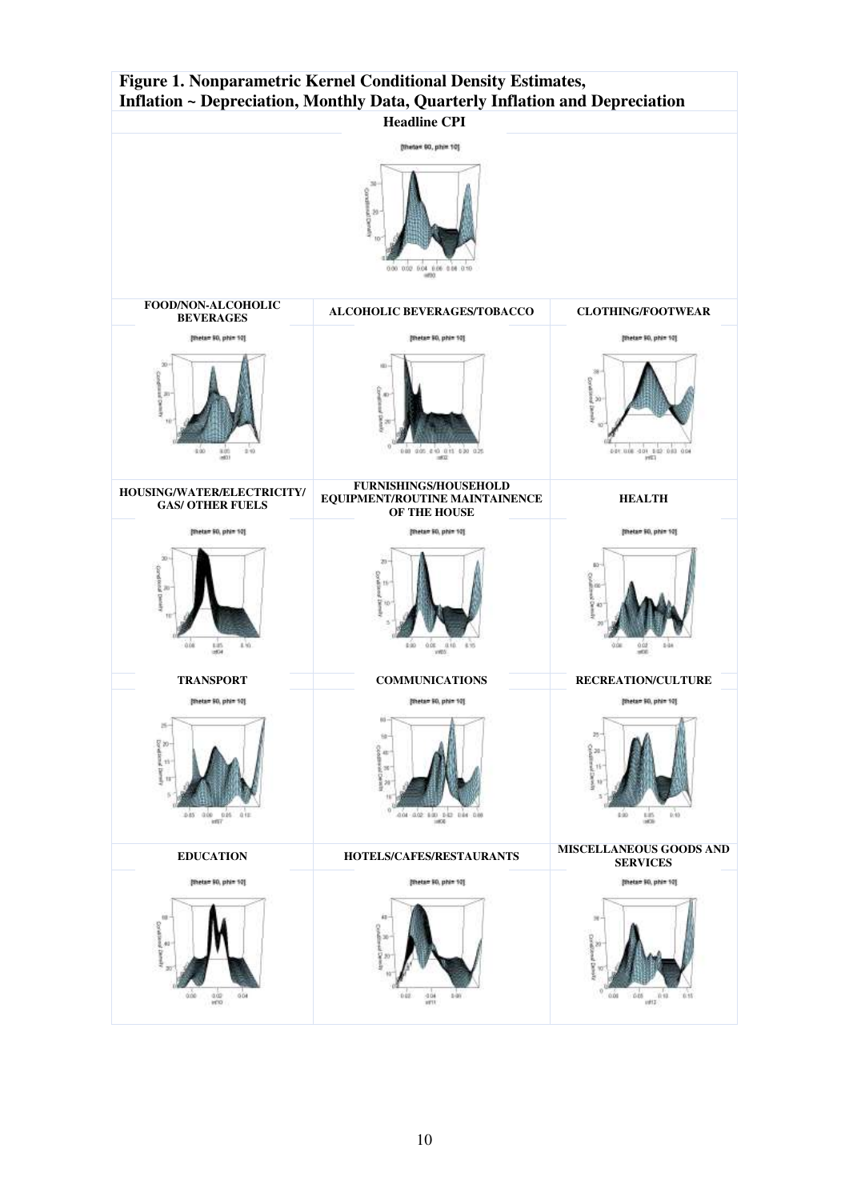**Figure 1. Nonparametric Kernel Conditional Density Estimates, Inflation ~ Depreciation, Monthly Data, Quarterly Inflation and Depreciation**

| Headline CPI | | |
|---|---|---|
| | | |
| **FOOD/NON-ALCOHOLIC BEVERAGES** | **ALCOHOLIC BEVERAGES/TOBACCO** | **CLOTHING/FOOTWEAR** |
| | | |
| **HOUSING/WATER/ELECTRICITY/ GAS/ OTHER FUELS** | **FURNISHINGS/HOUSEHOLD EQUIPMENT/ROUTINE MAINTAINENCE OF THE HOUSE** | **HEALTH** |
| | | |
| **TRANSPORT** | **COMMUNICATIONS** | **RECREATION/CULTURE** |
| | | |
| **EDUCATION** | **HOTELS/CAFES/RESTAURANTS** | **MISCELLANEOUS GOODS AND SERVICES** |
| | | |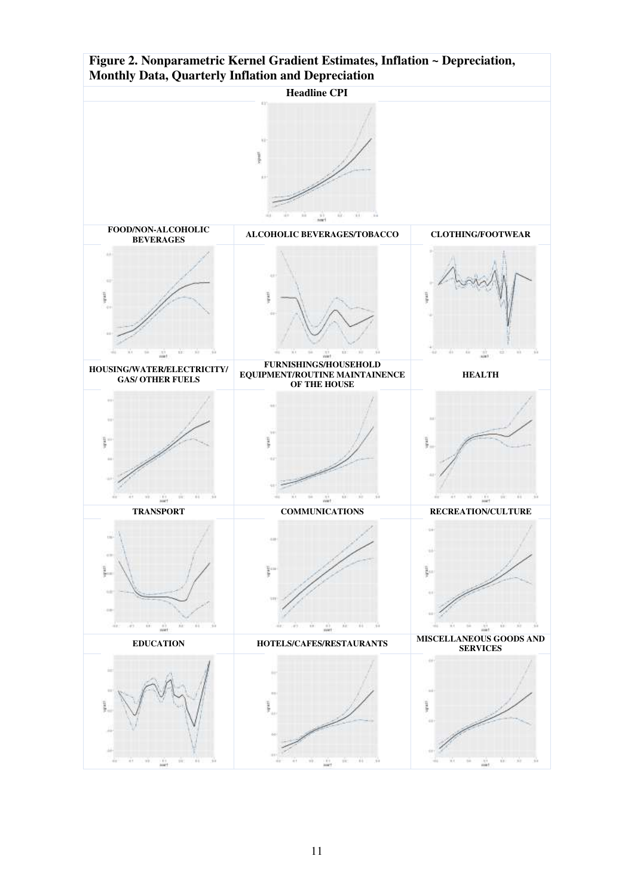**Figure 2. Nonparametric Kernel Gradient Estimates, Inflation ~ Depreciation, Monthly Data, Quarterly Inflation and Depreciation**

| | Headline CPI | |
|---|---|---|
| **FOOD/NON-ALCOHOLIC BEVERAGES** | **ALCOHOLIC BEVERAGES/TOBACCO** | **CLOTHING/FOOTWEAR** |
| **HOUSING/WATER/ELECTRICITY/ GAS/ OTHER FUELS** | **FURNISHINGS/HOUSEHOLD EQUIPMENT/ROUTINE MAINTAINENCE OF THE HOUSE** | **HEALTH** |
| **TRANSPORT** | **COMMUNICATIONS** | **RECREATION/CULTURE** |
| **EDUCATION** | **HOTELS/CAFES/RESTAURANTS** | **MISCELLANEOUS GOODS AND SERVICES** |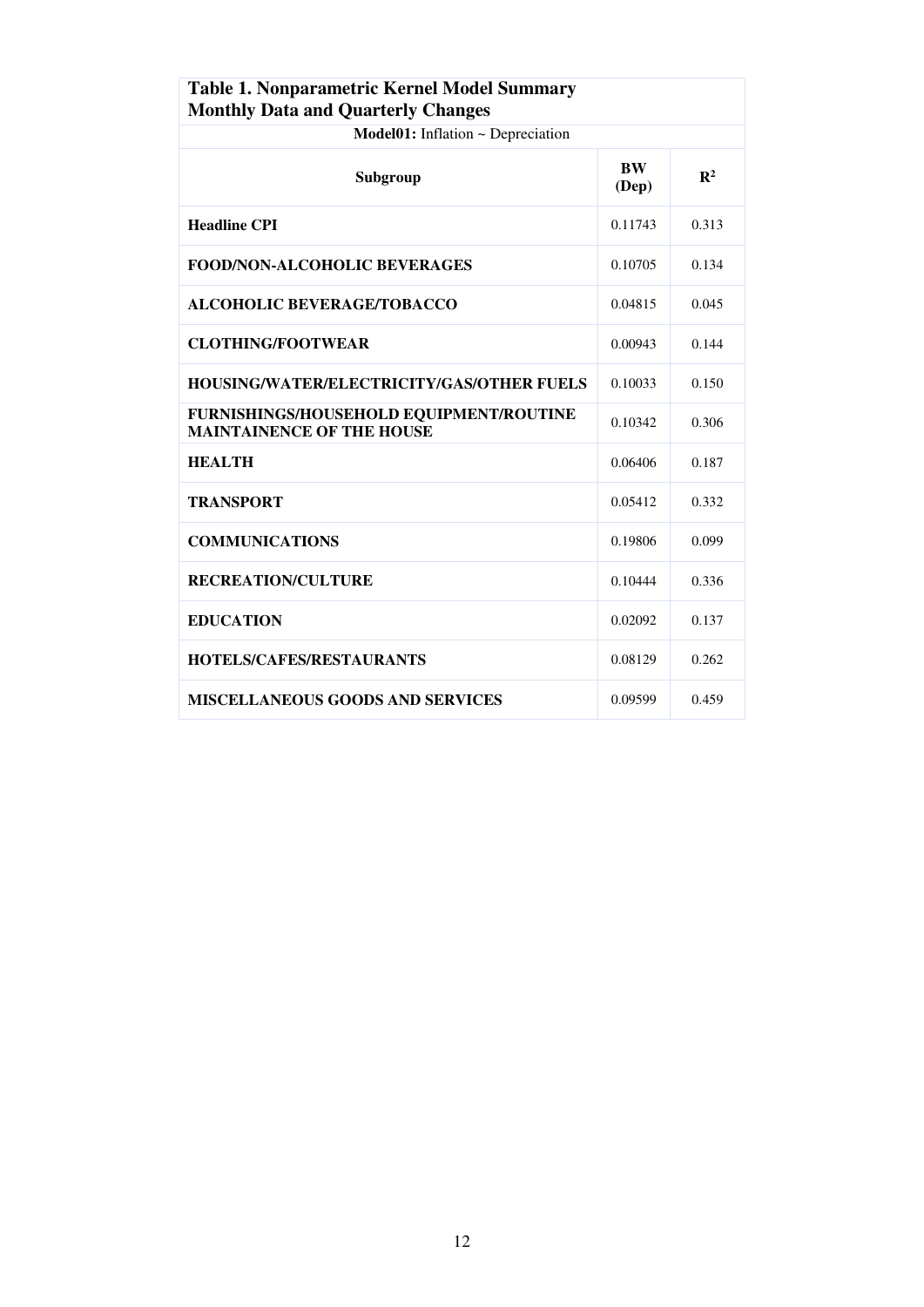**Table 1. Nonparametric Kernel Model Summary**
**Monthly Data and Quarterly Changes**

**Model01:** Inflation ~ Depreciation

| Subgroup | BW (Dep) | $R^2$ |
|---|---|---|
| **Headline CPI** | 0.11743 | 0.313 |
| **FOOD/NON-ALCOHOLIC BEVERAGES** | 0.10705 | 0.134 |
| **ALCOHOLIC BEVERAGE/TOBACCO** | 0.04815 | 0.045 |
| **CLOTHING/FOOTWEAR** | 0.00943 | 0.144 |
| **HOUSING/WATER/ELECTRICITY/GAS/OTHER FUELS** | 0.10033 | 0.150 |
| **FURNISHINGS/HOUSEHOLD EQUIPMENT/ROUTINE MAINTAINENCE OF THE HOUSE** | 0.10342 | 0.306 |
| **HEALTH** | 0.06406 | 0.187 |
| **TRANSPORT** | 0.05412 | 0.332 |
| **COMMUNICATIONS** | 0.19806 | 0.099 |
| **RECREATION/CULTURE** | 0.10444 | 0.336 |
| **EDUCATION** | 0.02092 | 0.137 |
| **HOTELS/CAFES/RESTAURANTS** | 0.08129 | 0.262 |
| **MISCELLANEOUS GOODS AND SERVICES** | 0.09599 | 0.459 |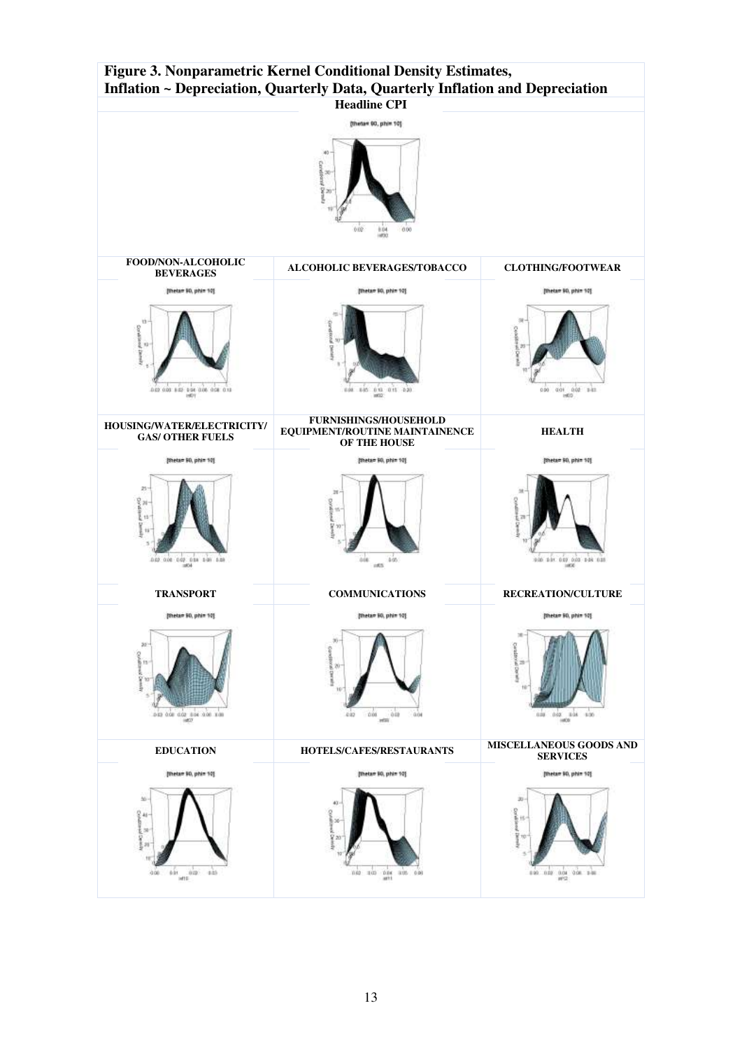**Figure 3. Nonparametric Kernel Conditional Density Estimates, Inflation ~ Depreciation, Quarterly Data, Quarterly Inflation and Depreciation**

| Headline CPI | | |
|---|---|---|
| FOOD/NON-ALCOHOLIC BEVERAGES | ALCOHOLIC BEVERAGES/TOBACCO | CLOTHING/FOOTWEAR |
| HOUSING/WATER/ELECTRICITY/ GAS/ OTHER FUELS | FURNISHINGS/HOUSEHOLD EQUIPMENT/ROUTINE MAINTAINENCE OF THE HOUSE | HEALTH |
| TRANSPORT | COMMUNICATIONS | RECREATION/CULTURE |
| EDUCATION | HOTELS/CAFES/RESTAURANTS | MISCELLANEOUS GOODS AND SERVICES |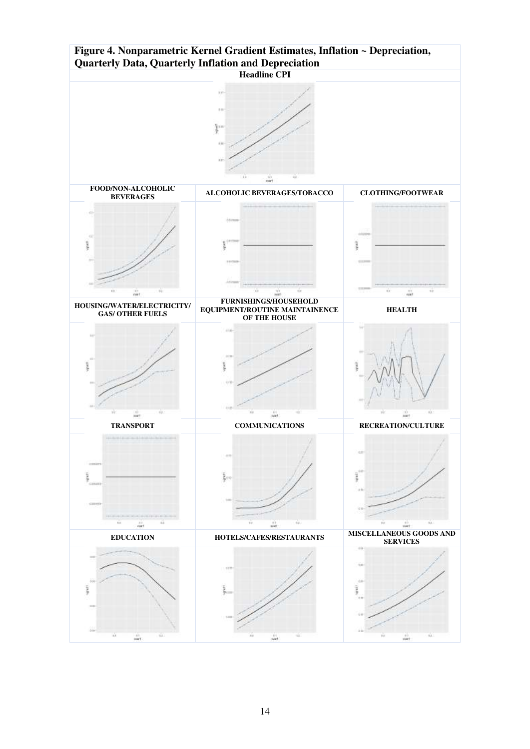**Figure 4. Nonparametric Kernel Gradient Estimates, Inflation ~ Depreciation, Quarterly Data, Quarterly Inflation and Depreciation**

**Headline CPI**

| FOOD/NON-ALCOHOLIC BEVERAGES | ALCOHOLIC BEVERAGES/TOBACCO | CLOTHING/FOOTWEAR |
|---|---|---|
| HOUSING/WATER/ELECTRICITY/ GAS/ OTHER FUELS | FURNISHINGS/HOUSEHOLD EQUIPMENT/ROUTINE MAINTAINENCE OF THE HOUSE | HEALTH |
| TRANSPORT | COMMUNICATIONS | RECREATION/CULTURE |
| EDUCATION | HOTELS/CAFES/RESTAURANTS | MISCELLANEOUS GOODS AND SERVICES |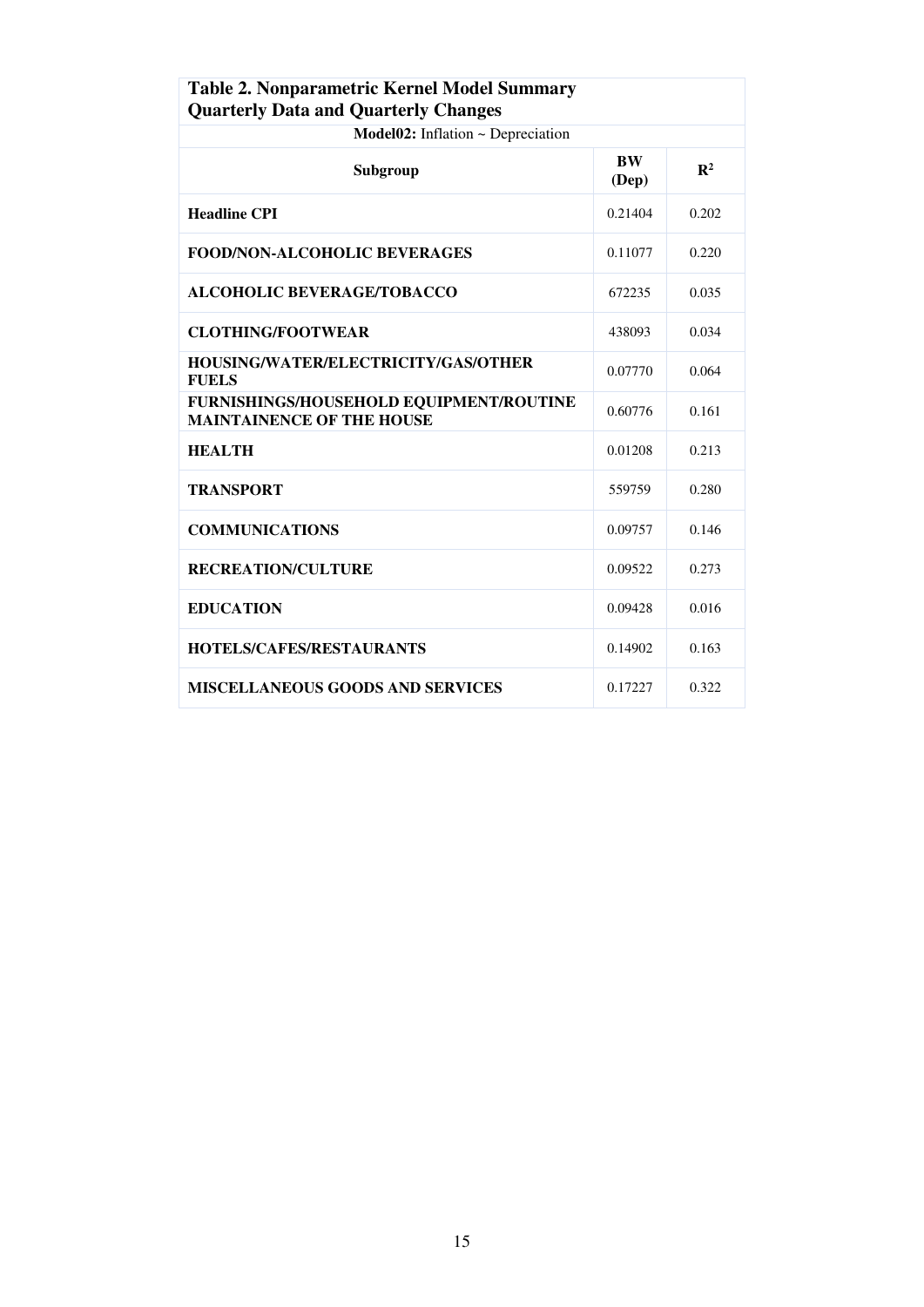**Table 2. Nonparametric Kernel Model Summary Quarterly Data and Quarterly Changes**

| Model02: Inflation ~ Depreciation | | |
|---|---|---|
| **Subgroup** | **BW (Dep)** | $\mathbf{R^2}$ |
| **Headline CPI** | 0.21404 | 0.202 |
| **FOOD/NON-ALCOHOLIC BEVERAGES** | 0.11077 | 0.220 |
| **ALCOHOLIC BEVERAGE/TOBACCO** | 672235 | 0.035 |
| **CLOTHING/FOOTWEAR** | 438093 | 0.034 |
| **HOUSING/WATER/ELECTRICITY/GAS/OTHER FUELS** | 0.07770 | 0.064 |
| **FURNISHINGS/HOUSEHOLD EQUIPMENT/ROUTINE MAINTAINENCE OF THE HOUSE** | 0.60776 | 0.161 |
| **HEALTH** | 0.01208 | 0.213 |
| **TRANSPORT** | 559759 | 0.280 |
| **COMMUNICATIONS** | 0.09757 | 0.146 |
| **RECREATION/CULTURE** | 0.09522 | 0.273 |
| **EDUCATION** | 0.09428 | 0.016 |
| **HOTELS/CAFES/RESTAURANTS** | 0.14902 | 0.163 |
| **MISCELLANEOUS GOODS AND SERVICES** | 0.17227 | 0.322 |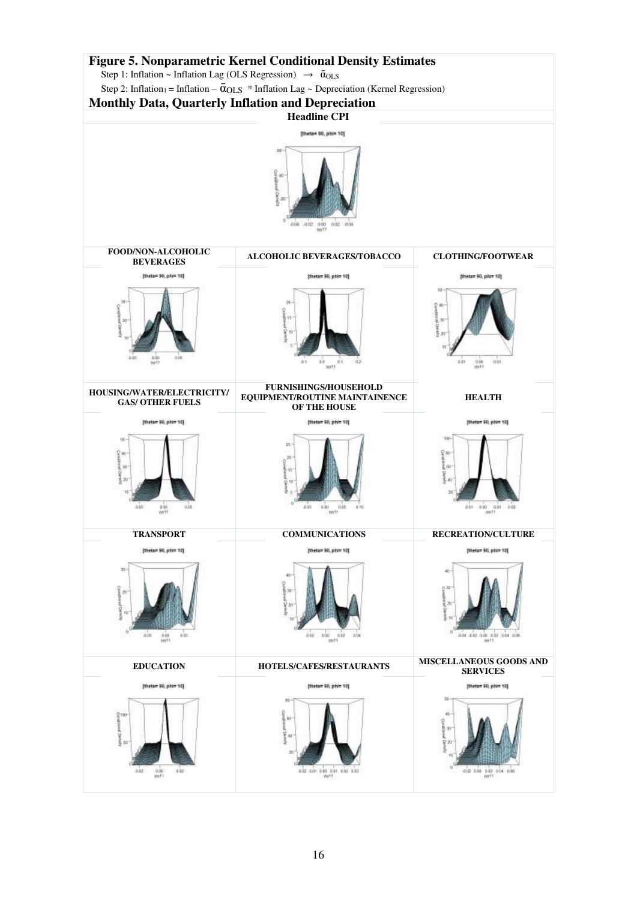## Figure 5. Nonparametric Kernel Conditional Density Estimates

Step 1: Inflation ~ Inflation Lag (OLS Regression) $\rightarrow$ $\bar{\alpha}_{OLS}$

Step 2: Inflation$_1$ = Inflation – $\bar{\alpha}_{OLS}$ * Inflation Lag ~ Depreciation (Kernel Regression)

## Monthly Data, Quarterly Inflation and Depreciation

**Headline CPI**

**FOOD/NON-ALCOHOLIC BEVERAGES**

**ALCOHOLIC BEVERAGES/TOBACCO**

**CLOTHING/FOOTWEAR**

**HOUSING/WATER/ELECTRICITY/ GAS/ OTHER FUELS**

**FURNISHINGS/HOUSEHOLD EQUIPMENT/ROUTINE MAINTAINENCE OF THE HOUSE**

**HEALTH**

**TRANSPORT**

**COMMUNICATIONS**

**RECREATION/CULTURE**

**EDUCATION**

**HOTELS/CAFES/RESTAURANTS**

**MISCELLANEOUS GOODS AND SERVICES**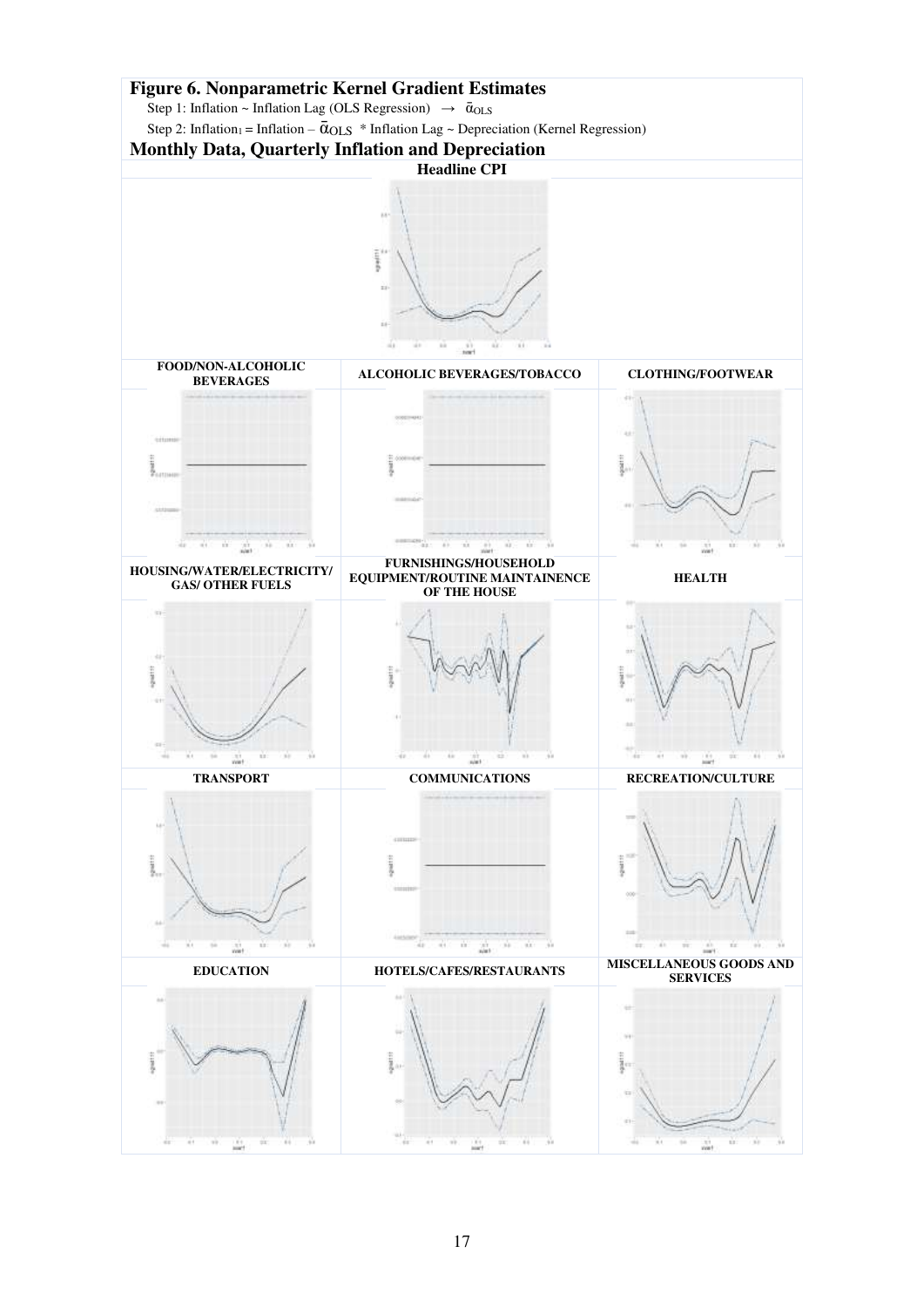## Figure 6. Nonparametric Kernel Gradient Estimates

Step 1: Inflation ~ Inflation Lag (OLS Regression) $\rightarrow$ $\bar{\alpha}_{OLS}$

Step 2: Inflation$_1$ = Inflation – $\bar{\alpha}_{OLS}$ * Inflation Lag ~ Depreciation (Kernel Regression)

## Monthly Data, Quarterly Inflation and Depreciation

**Headline CPI**

| FOOD/NON-ALCOHOLIC BEVERAGES | ALCOHOLIC BEVERAGES/TOBACCO | CLOTHING/FOOTWEAR |
| --- | --- | --- |
| HOUSING/WATER/ELECTRICITY/ GAS/ OTHER FUELS | FURNISHINGS/HOUSEHOLD EQUIPMENT/ROUTINE MAINTAINENCE OF THE HOUSE | HEALTH |
| TRANSPORT | COMMUNICATIONS | RECREATION/CULTURE |
| EDUCATION | HOTELS/CAFES/RESTAURANTS | MISCELLANEOUS GOODS AND SERVICES |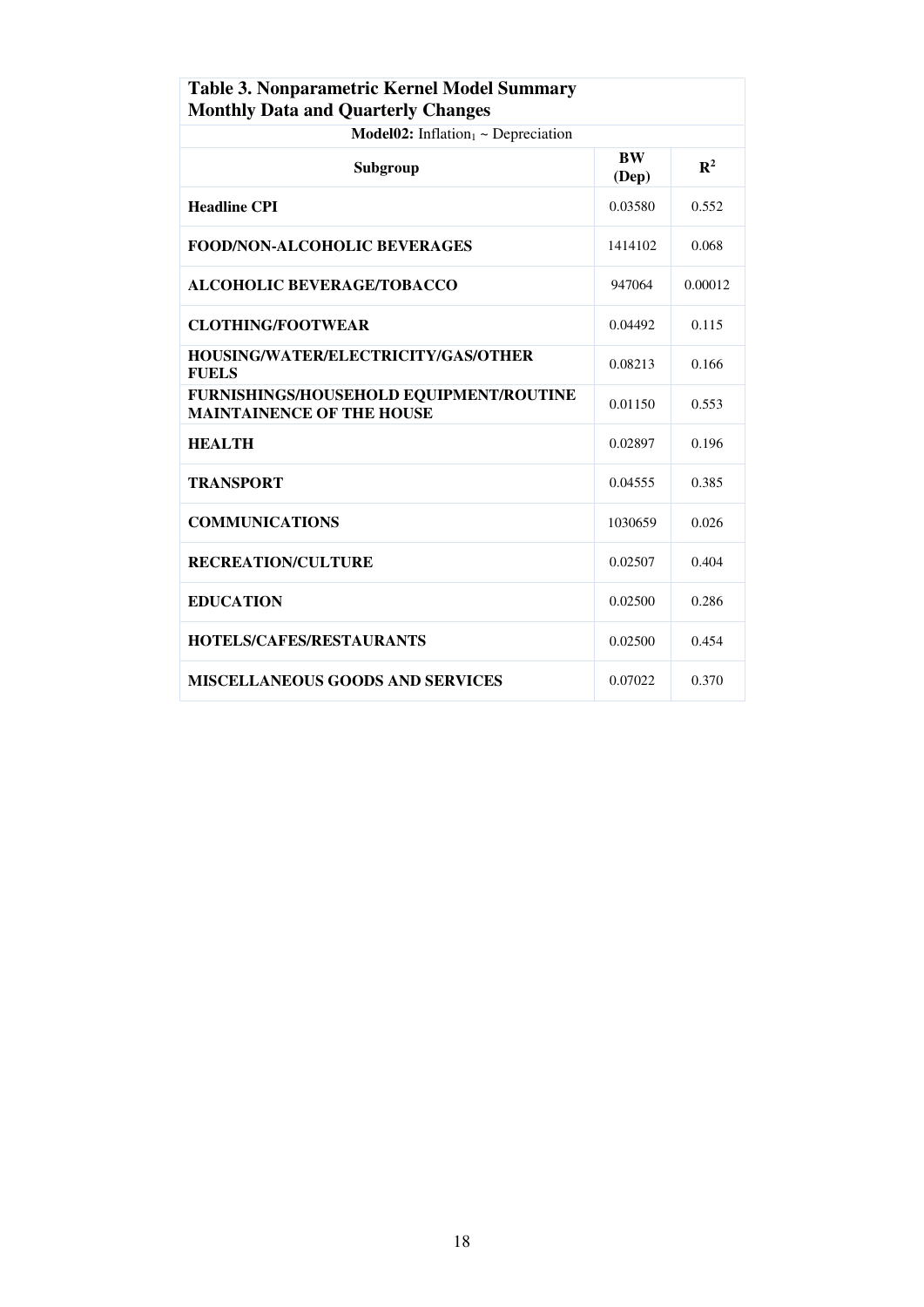**Table 3. Nonparametric Kernel Model Summary**
**Monthly Data and Quarterly Changes**

**Model02:** Inflation$_t$ ~ Depreciation

| Subgroup | BW (Dep) | $R^2$ |
|---|---|---|
| **Headline CPI** | 0.03580 | 0.552 |
| **FOOD/NON-ALCOHOLIC BEVERAGES** | 1414102 | 0.068 |
| **ALCOHOLIC BEVERAGE/TOBACCO** | 947064 | 0.00012 |
| **CLOTHING/FOOTWEAR** | 0.04492 | 0.115 |
| **HOUSING/WATER/ELECTRICITY/GAS/OTHER FUELS** | 0.08213 | 0.166 |
| **FURNISHINGS/HOUSEHOLD EQUIPMENT/ROUTINE MAINTAINENCE OF THE HOUSE** | 0.01150 | 0.553 |
| **HEALTH** | 0.02897 | 0.196 |
| **TRANSPORT** | 0.04555 | 0.385 |
| **COMMUNICATIONS** | 1030659 | 0.026 |
| **RECREATION/CULTURE** | 0.02507 | 0.404 |
| **EDUCATION** | 0.02500 | 0.286 |
| **HOTELS/CAFES/RESTAURANTS** | 0.02500 | 0.454 |
| **MISCELLANEOUS GOODS AND SERVICES** | 0.07022 | 0.370 |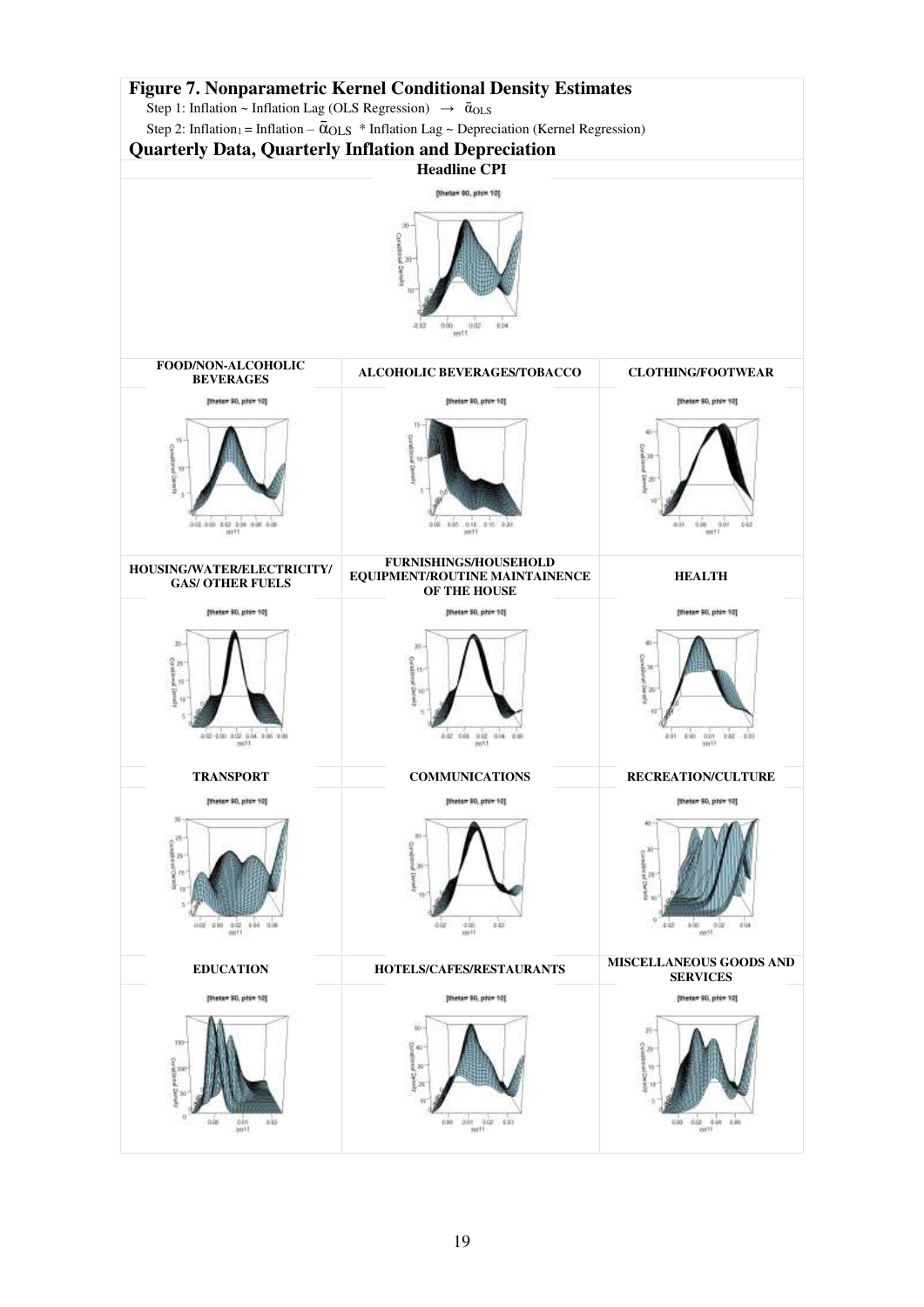# Figure 7. Nonparametric Kernel Conditional Density Estimates

Step 1: Inflation ~ Inflation Lag (OLS Regression) $\rightarrow$ $\bar{\alpha}_{OLS}$

Step 2: $\text{Inflation}_1$ = Inflation – $\bar{\alpha}_{OLS}$ * Inflation Lag ~ Depreciation (Kernel Regression)

## Quarterly Data, Quarterly Inflation and Depreciation

**Headline CPI**

**FOOD/NON-ALCOHOLIC BEVERAGES** | **ALCOHOLIC BEVERAGES/TOBACCO** | **CLOTHING/FOOTWEAR**

**HOUSING/WATER/ELECTRICITY/ GAS/ OTHER FUELS** | **FURNISHINGS/HOUSEHOLD EQUIPMENT/ROUTINE MAINTAINENCE OF THE HOUSE** | **HEALTH**

**TRANSPORT** | **COMMUNICATIONS** | **RECREATION/CULTURE**

**EDUCATION** | **HOTELS/CAFES/RESTAURANTS** | **MISCELLANEOUS GOODS AND SERVICES**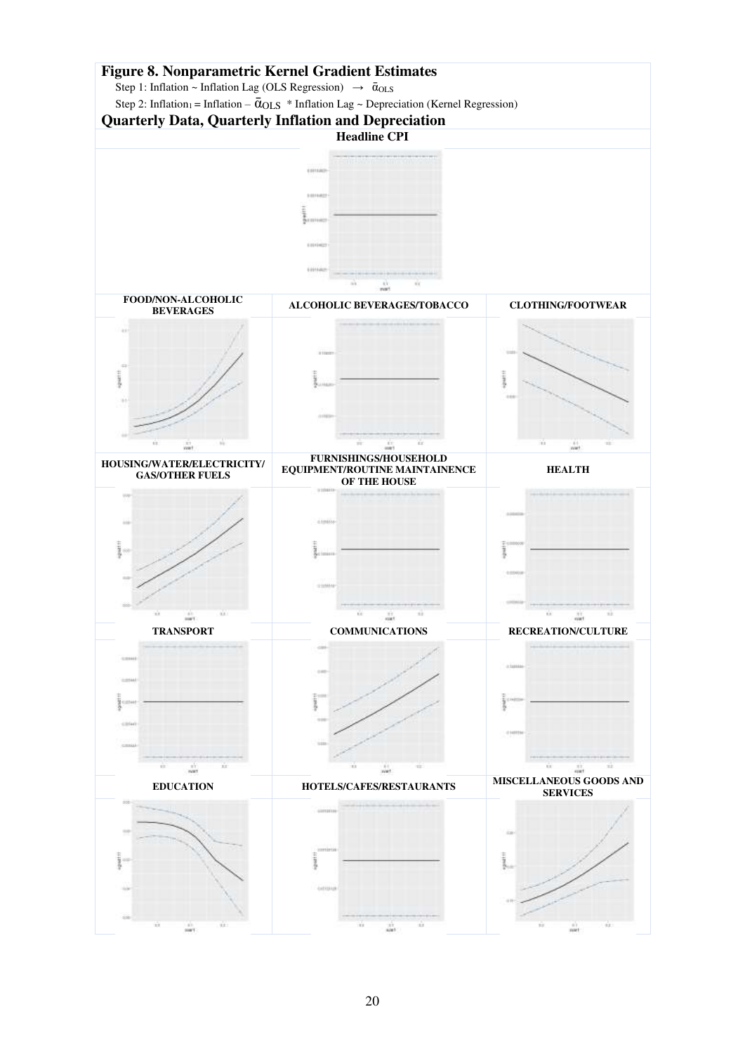**Figure 8. Nonparametric Kernel Gradient Estimates**

Step 1: Inflation ~ Inflation Lag (OLS Regression) $\rightarrow$ $\bar{\alpha}_{OLS}$

Step 2: $\text{Inflation}_1$ = Inflation – $\bar{\alpha}_{OLS}$ * Inflation Lag ~ Depreciation (Kernel Regression)

**Quarterly Data, Quarterly Inflation and Depreciation**

**Headline CPI**

| FOOD/NON-ALCOHOLIC BEVERAGES | ALCOHOLIC BEVERAGES/TOBACCO | CLOTHING/FOOTWEAR |
| --- | --- | --- |
| HOUSING/WATER/ELECTRICITY/ GAS/OTHER FUELS | FURNISHINGS/HOUSEHOLD EQUIPMENT/ROUTINE MAINTAINENCE OF THE HOUSE | HEALTH |
| TRANSPORT | COMMUNICATIONS | RECREATION/CULTURE |
| EDUCATION | HOTELS/CAFES/RESTAURANTS | MISCELLANEOUS GOODS AND SERVICES |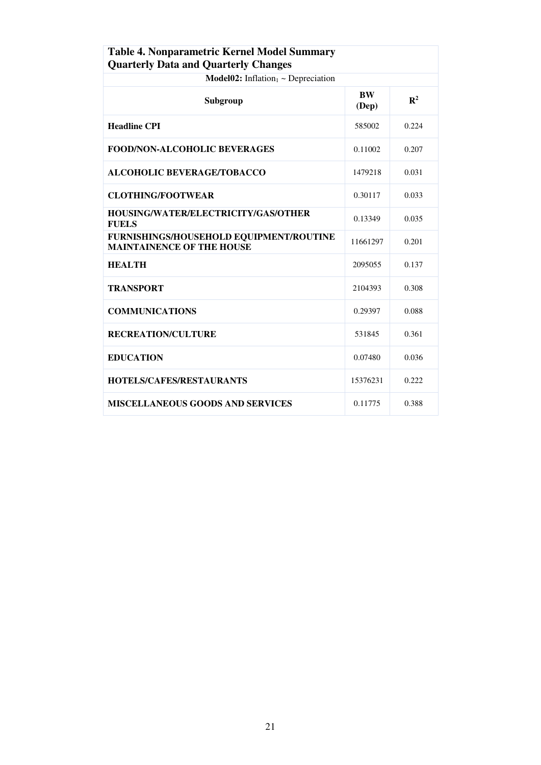**Table 4. Nonparametric Kernel Model Summary**
**Quarterly Data and Quarterly Changes**

**Model02:** $\text{Inflation}_t \sim \text{Depreciation}$

| Subgroup | BW (Dep) | $R^2$ |
|---|---|---|
| **Headline CPI** | 585002 | 0.224 |
| **FOOD/NON-ALCOHOLIC BEVERAGES** | 0.11002 | 0.207 |
| **ALCOHOLIC BEVERAGE/TOBACCO** | 1479218 | 0.031 |
| **CLOTHING/FOOTWEAR** | 0.30117 | 0.033 |
| **HOUSING/WATER/ELECTRICITY/GAS/OTHER FUELS** | 0.13349 | 0.035 |
| **FURNISHINGS/HOUSEHOLD EQUIPMENT/ROUTINE MAINTAINENCE OF THE HOUSE** | 11661297 | 0.201 |
| **HEALTH** | 2095055 | 0.137 |
| **TRANSPORT** | 2104393 | 0.308 |
| **COMMUNICATIONS** | 0.29397 | 0.088 |
| **RECREATION/CULTURE** | 531845 | 0.361 |
| **EDUCATION** | 0.07480 | 0.036 |
| **HOTELS/CAFES/RESTAURANTS** | 15376231 | 0.222 |
| **MISCELLANEOUS GOODS AND SERVICES** | 0.11775 | 0.388 |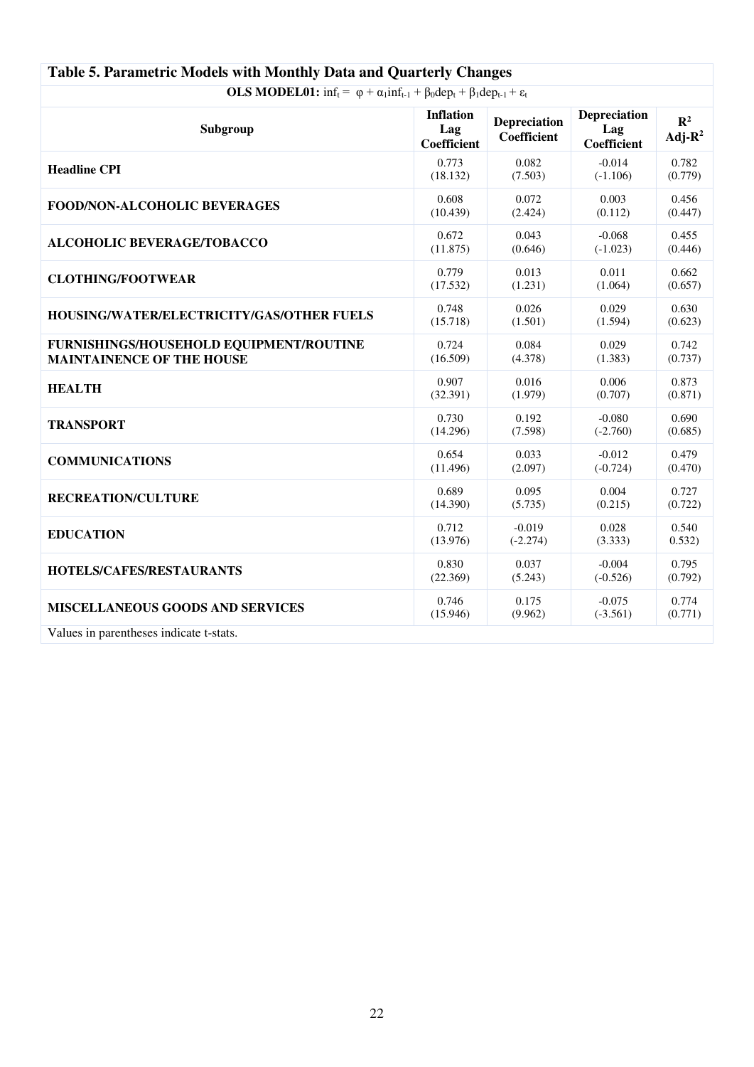**Table 5. Parametric Models with Monthly Data and Quarterly Changes**

**OLS MODEL01:** $inf_t = \varphi + \alpha_1 inf_{t-1} + \beta_0 dep_t + \beta_1 dep_{t-1} + \varepsilon_t$

| Subgroup | Inflation Lag Coefficient | Depreciation Coefficient | Depreciation Lag Coefficient | $R^2$ Adj-$R^2$ |
|---|---|---|---|---|
| **Headline CPI** | 0.773 (18.132) | 0.082 (7.503) | -0.014 (-1.106) | 0.782 (0.779) |
| **FOOD/NON-ALCOHOLIC BEVERAGES** | 0.608 (10.439) | 0.072 (2.424) | 0.003 (0.112) | 0.456 (0.447) |
| **ALCOHOLIC BEVERAGE/TOBACCO** | 0.672 (11.875) | 0.043 (0.646) | -0.068 (-1.023) | 0.455 (0.446) |
| **CLOTHING/FOOTWEAR** | 0.779 (17.532) | 0.013 (1.231) | 0.011 (1.064) | 0.662 (0.657) |
| **HOUSING/WATER/ELECTRICITY/GAS/OTHER FUELS** | 0.748 (15.718) | 0.026 (1.501) | 0.029 (1.594) | 0.630 (0.623) |
| **FURNISHINGS/HOUSEHOLD EQUIPMENT/ROUTINE MAINTAINENCE OF THE HOUSE** | 0.724 (16.509) | 0.084 (4.378) | 0.029 (1.383) | 0.742 (0.737) |
| **HEALTH** | 0.907 (32.391) | 0.016 (1.979) | 0.006 (0.707) | 0.873 (0.871) |
| **TRANSPORT** | 0.730 (14.296) | 0.192 (7.598) | -0.080 (-2.760) | 0.690 (0.685) |
| **COMMUNICATIONS** | 0.654 (11.496) | 0.033 (2.097) | -0.012 (-0.724) | 0.479 (0.470) |
| **RECREATION/CULTURE** | 0.689 (14.390) | 0.095 (5.735) | 0.004 (0.215) | 0.727 (0.722) |
| **EDUCATION** | 0.712 (13.976) | -0.019 (-2.274) | 0.028 (3.333) | 0.540 0.532) |
| **HOTELS/CAFES/RESTAURANTS** | 0.830 (22.369) | 0.037 (5.243) | -0.004 (-0.526) | 0.795 (0.792) |
| **MISCELLANEOUS GOODS AND SERVICES** | 0.746 (15.946) | 0.175 (9.962) | -0.075 (-3.561) | 0.774 (0.771) |

Values in parentheses indicate t-stats.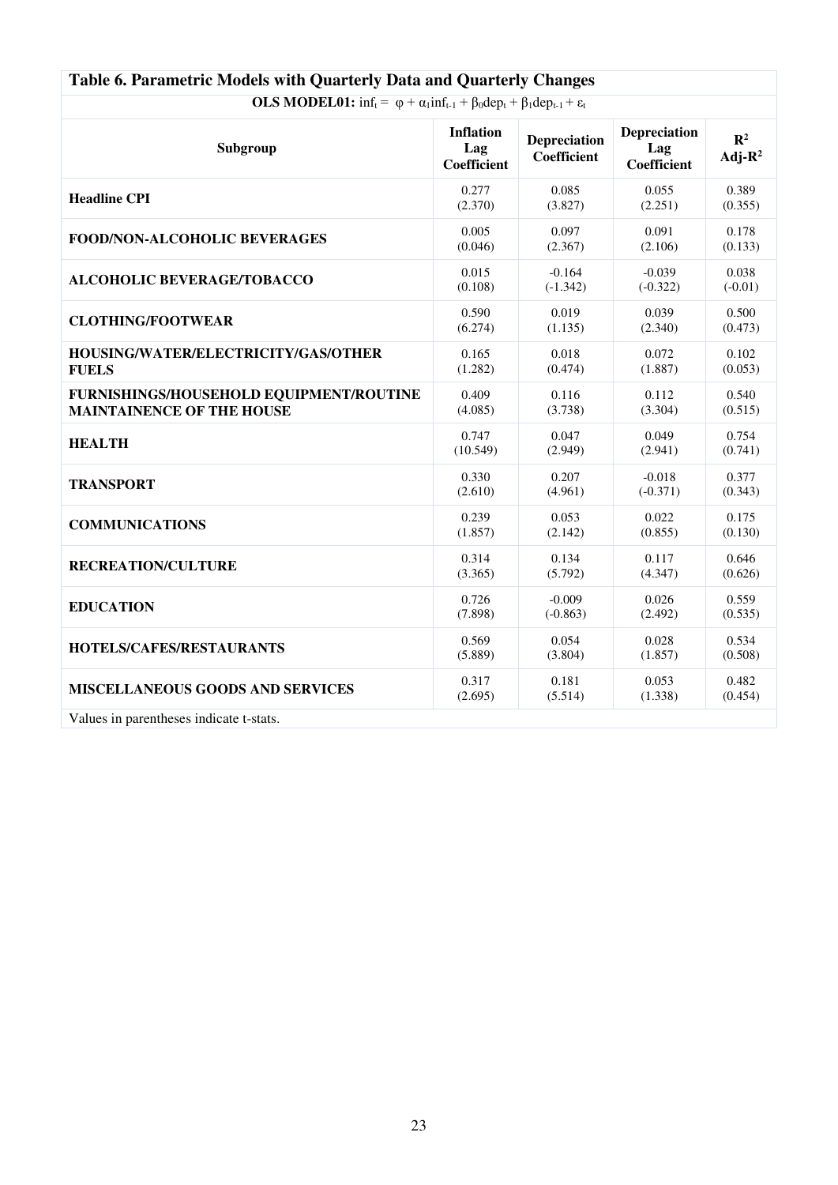## Table 6. Parametric Models with Quarterly Data and Quarterly Changes

**OLS MODEL01:** $inf_t = \varphi + \alpha_1 inf_{t-1} + \beta_0 dep_t + \beta_1 dep_{t-1} + \varepsilon_t$

| Subgroup | Inflation Lag Coefficient | Depreciation Coefficient | Depreciation Lag Coefficient | $R^2$ Adj-$R^2$ |
|---|---|---|---|---|
| **Headline CPI** | 0.277 (2.370) | 0.085 (3.827) | 0.055 (2.251) | 0.389 (0.355) |
| **FOOD/NON-ALCOHOLIC BEVERAGES** | 0.005 (0.046) | 0.097 (2.367) | 0.091 (2.106) | 0.178 (0.133) |
| **ALCOHOLIC BEVERAGE/TOBACCO** | 0.015 (0.108) | -0.164 (-1.342) | -0.039 (-0.322) | 0.038 (-0.01) |
| **CLOTHING/FOOTWEAR** | 0.590 (6.274) | 0.019 (1.135) | 0.039 (2.340) | 0.500 (0.473) |
| **HOUSING/WATER/ELECTRICITY/GAS/OTHER FUELS** | 0.165 (1.282) | 0.018 (0.474) | 0.072 (1.887) | 0.102 (0.053) |
| **FURNISHINGS/HOUSEHOLD EQUIPMENT/ROUTINE MAINTAINENCE OF THE HOUSE** | 0.409 (4.085) | 0.116 (3.738) | 0.112 (3.304) | 0.540 (0.515) |
| **HEALTH** | 0.747 (10.549) | 0.047 (2.949) | 0.049 (2.941) | 0.754 (0.741) |
| **TRANSPORT** | 0.330 (2.610) | 0.207 (4.961) | -0.018 (-0.371) | 0.377 (0.343) |
| **COMMUNICATIONS** | 0.239 (1.857) | 0.053 (2.142) | 0.022 (0.855) | 0.175 (0.130) |
| **RECREATION/CULTURE** | 0.314 (3.365) | 0.134 (5.792) | 0.117 (4.347) | 0.646 (0.626) |
| **EDUCATION** | 0.726 (7.898) | -0.009 (-0.863) | 0.026 (2.492) | 0.559 (0.535) |
| **HOTELS/CAFES/RESTAURANTS** | 0.569 (5.889) | 0.054 (3.804) | 0.028 (1.857) | 0.534 (0.508) |
| **MISCELLANEOUS GOODS AND SERVICES** | 0.317 (2.695) | 0.181 (5.514) | 0.053 (1.338) | 0.482 (0.454) |

Values in parentheses indicate t-stats.